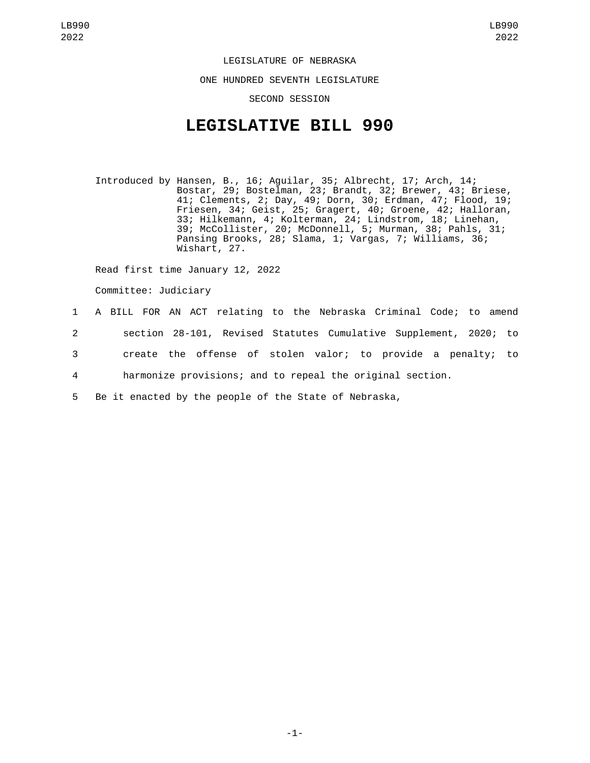LEGISLATURE OF NEBRASKA

ONE HUNDRED SEVENTH LEGISLATURE

SECOND SESSION

# LEGISLATIVE BILL 990

Introduced by Hansen, B., 16; Aguilar, 35; Albrecht, 17; Arch, 14; Bostar, 29; Bostelman, 23; Brandt, 32; Brewer, 43; Briese, 41; Clements, 2; Day, 49; Dorn, 30; Erdman, 47; Flood, 19; Friesen, 34; Geist, 25; Gragert, 40; Groene, 42; Halloran, 33; Hilkemann, 4; Kolterman, 24; Lindstrom, 18; Linehan, 39; McCollister, 20; McDonnell, 5; Murman, 38; Pahls, 31; Pansing Brooks, 28; Slama, 1; Vargas, 7; Williams, 36; Wishart, 27.

Read first time January 12, 2022

Committee: Judiciary

1 A BILL FOR AN ACT relating to the Nebraska Criminal Code; to amend
2 section 28-101, Revised Statutes Cumulative Supplement, 2020; to
3 create the offense of stolen valor; to provide a penalty; to
4 harmonize provisions; and to repeal the original section.
5 Be it enacted by the people of the State of Nebraska,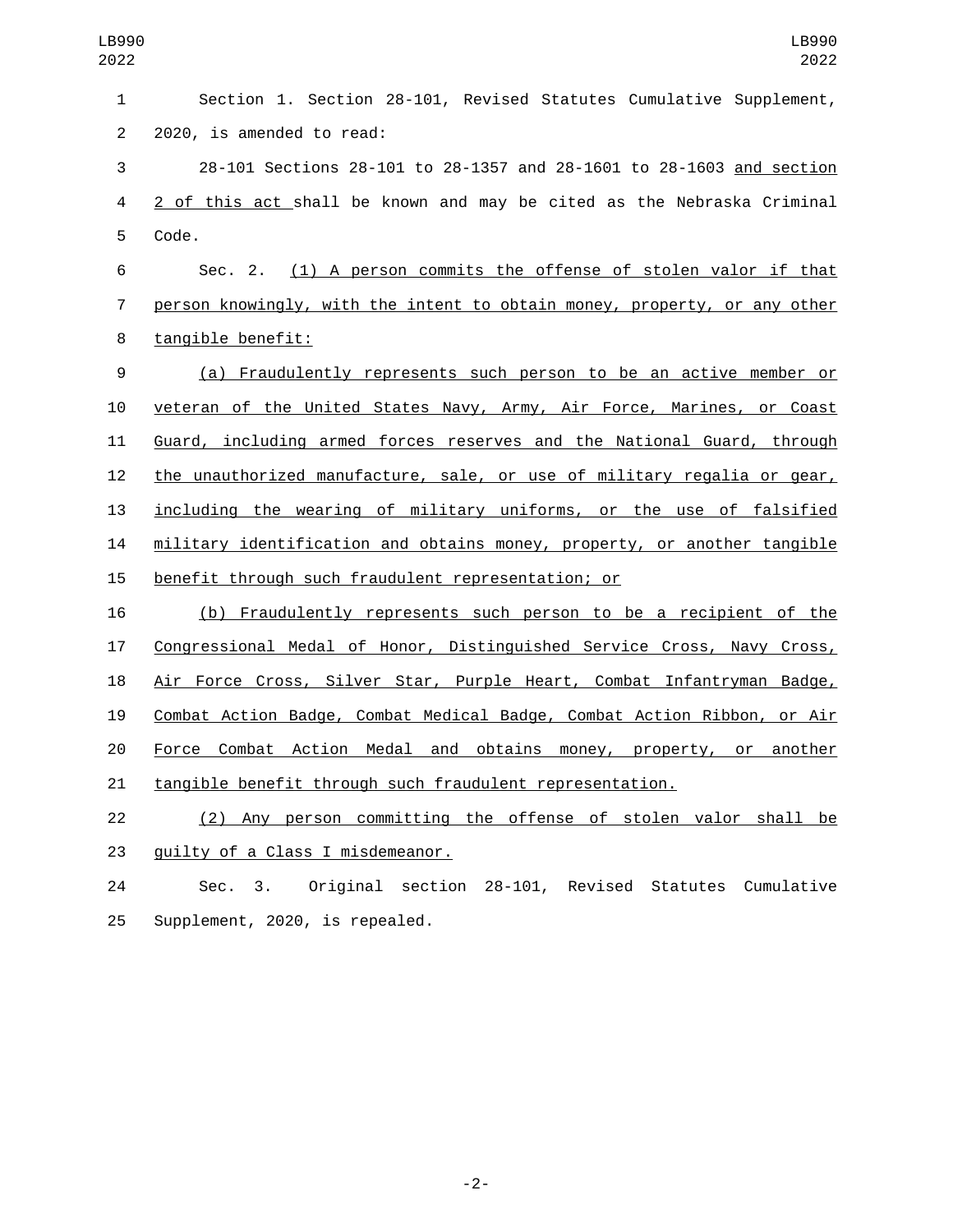Section 1. Section 28-101, Revised Statutes Cumulative Supplement, 2020, is amended to read:

28-101 Sections 28-101 to 28-1357 and 28-1601 to 28-1603 and section 2 of this act shall be known and may be cited as the Nebraska Criminal Code.

Sec. 2. (1) A person commits the offense of stolen valor if that person knowingly, with the intent to obtain money, property, or any other tangible benefit:

(a) Fraudulently represents such person to be an active member or veteran of the United States Navy, Army, Air Force, Marines, or Coast Guard, including armed forces reserves and the National Guard, through the unauthorized manufacture, sale, or use of military regalia or gear, including the wearing of military uniforms, or the use of falsified military identification and obtains money, property, or another tangible benefit through such fraudulent representation; or

(b) Fraudulently represents such person to be a recipient of the Congressional Medal of Honor, Distinguished Service Cross, Navy Cross, Air Force Cross, Silver Star, Purple Heart, Combat Infantryman Badge, Combat Action Badge, Combat Medical Badge, Combat Action Ribbon, or Air Force Combat Action Medal and obtains money, property, or another tangible benefit through such fraudulent representation.

(2) Any person committing the offense of stolen valor shall be guilty of a Class I misdemeanor.

Sec. 3. Original section 28-101, Revised Statutes Cumulative Supplement, 2020, is repealed.